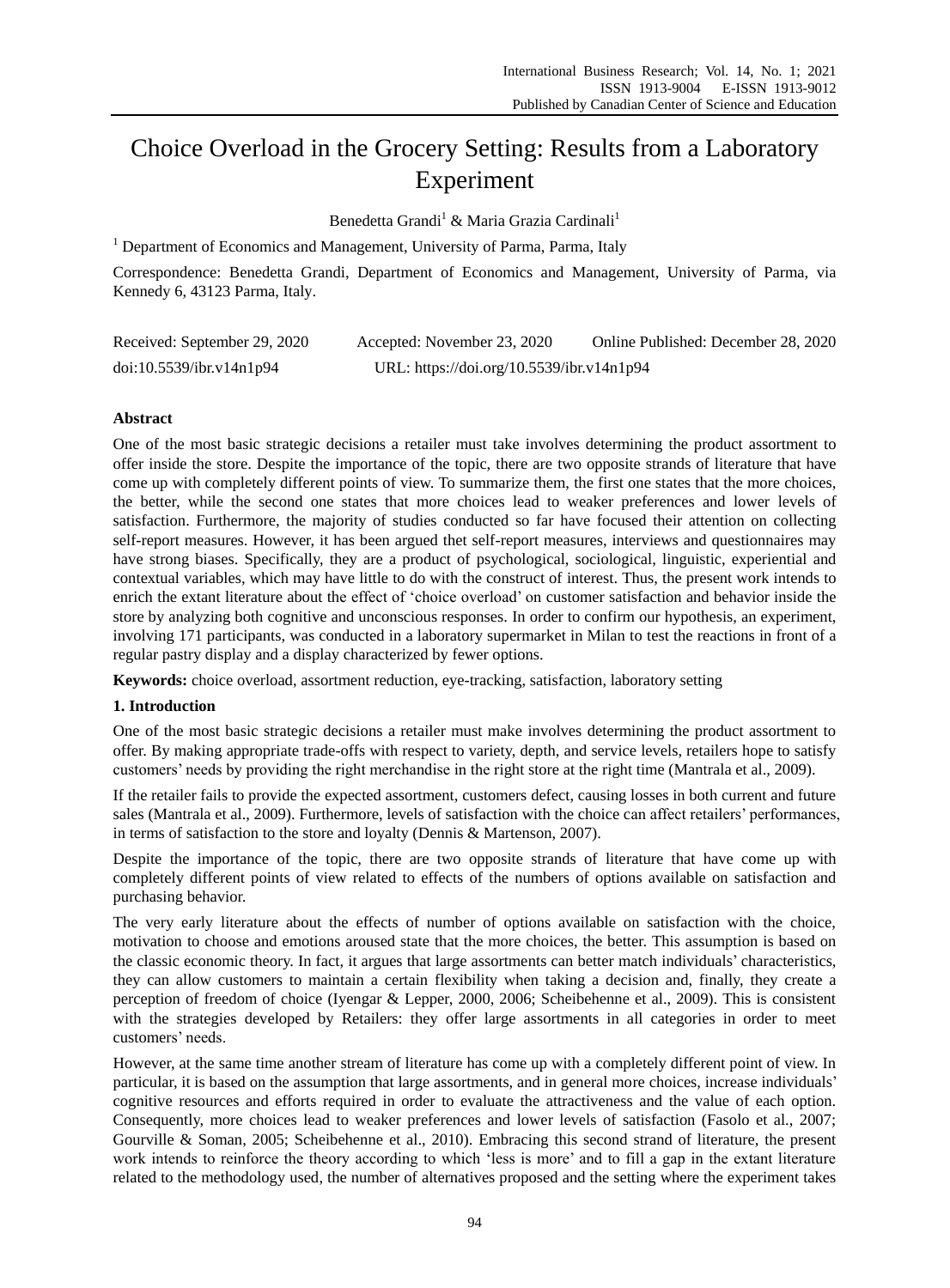# Choice Overload in the Grocery Setting: Results from a Laboratory Experiment

Benedetta Grandi[1] & Maria Grazia Cardinali[1]

[1] Department of Economics and Management, University of Parma, Parma, Italy

Correspondence: Benedetta Grandi, Department of Economics and Management, University of Parma, via Kennedy 6, 43123 Parma, Italy.

Received: September 29, 2020 Accepted: November 23, 2020 Online Published: December 28, 2020

doi:10.5539/ibr.v14n1p94 URL: https://doi.org/10.5539/ibr.v14n1p94

**Abstract**

One of the most basic strategic decisions a retailer must take involves determining the product assortment to offer inside the store. Despite the importance of the topic, there are two opposite strands of literature that have come up with completely different points of view. To summarize them, the first one states that the more choices, the better, while the second one states that more choices lead to weaker preferences and lower levels of satisfaction. Furthermore, the majority of studies conducted so far have focused their attention on collecting self-report measures. However, it has been argued thet self-report measures, interviews and questionnaires may have strong biases. Specifically, they are a product of psychological, sociological, linguistic, experiential and contextual variables, which may have little to do with the construct of interest. Thus, the present work intends to enrich the extant literature about the effect of 'choice overload' on customer satisfaction and behavior inside the store by analyzing both cognitive and unconscious responses. In order to confirm our hypothesis, an experiment, involving 171 participants, was conducted in a laboratory supermarket in Milan to test the reactions in front of a regular pastry display and a display characterized by fewer options.

**Keywords:** choice overload, assortment reduction, eye-tracking, satisfaction, laboratory setting

## 1. Introduction

One of the most basic strategic decisions a retailer must make involves determining the product assortment to offer. By making appropriate trade-offs with respect to variety, depth, and service levels, retailers hope to satisfy customers' needs by providing the right merchandise in the right store at the right time (Mantrala et al., 2009).

If the retailer fails to provide the expected assortment, customers defect, causing losses in both current and future sales (Mantrala et al., 2009). Furthermore, levels of satisfaction with the choice can affect retailers' performances, in terms of satisfaction to the store and loyalty (Dennis & Martenson, 2007).

Despite the importance of the topic, there are two opposite strands of literature that have come up with completely different points of view related to effects of the numbers of options available on satisfaction and purchasing behavior.

The very early literature about the effects of number of options available on satisfaction with the choice, motivation to choose and emotions aroused state that the more choices, the better. This assumption is based on the classic economic theory. In fact, it argues that large assortments can better match individuals' characteristics, they can allow customers to maintain a certain flexibility when taking a decision and, finally, they create a perception of freedom of choice (Iyengar & Lepper, 2000, 2006; Scheibehenne et al., 2009). This is consistent with the strategies developed by Retailers: they offer large assortments in all categories in order to meet customers' needs.

However, at the same time another stream of literature has come up with a completely different point of view. In particular, it is based on the assumption that large assortments, and in general more choices, increase individuals' cognitive resources and efforts required in order to evaluate the attractiveness and the value of each option. Consequently, more choices lead to weaker preferences and lower levels of satisfaction (Fasolo et al., 2007; Gourville & Soman, 2005; Scheibehenne et al., 2010). Embracing this second strand of literature, the present work intends to reinforce the theory according to which 'less is more' and to fill a gap in the extant literature related to the methodology used, the number of alternatives proposed and the setting where the experiment takes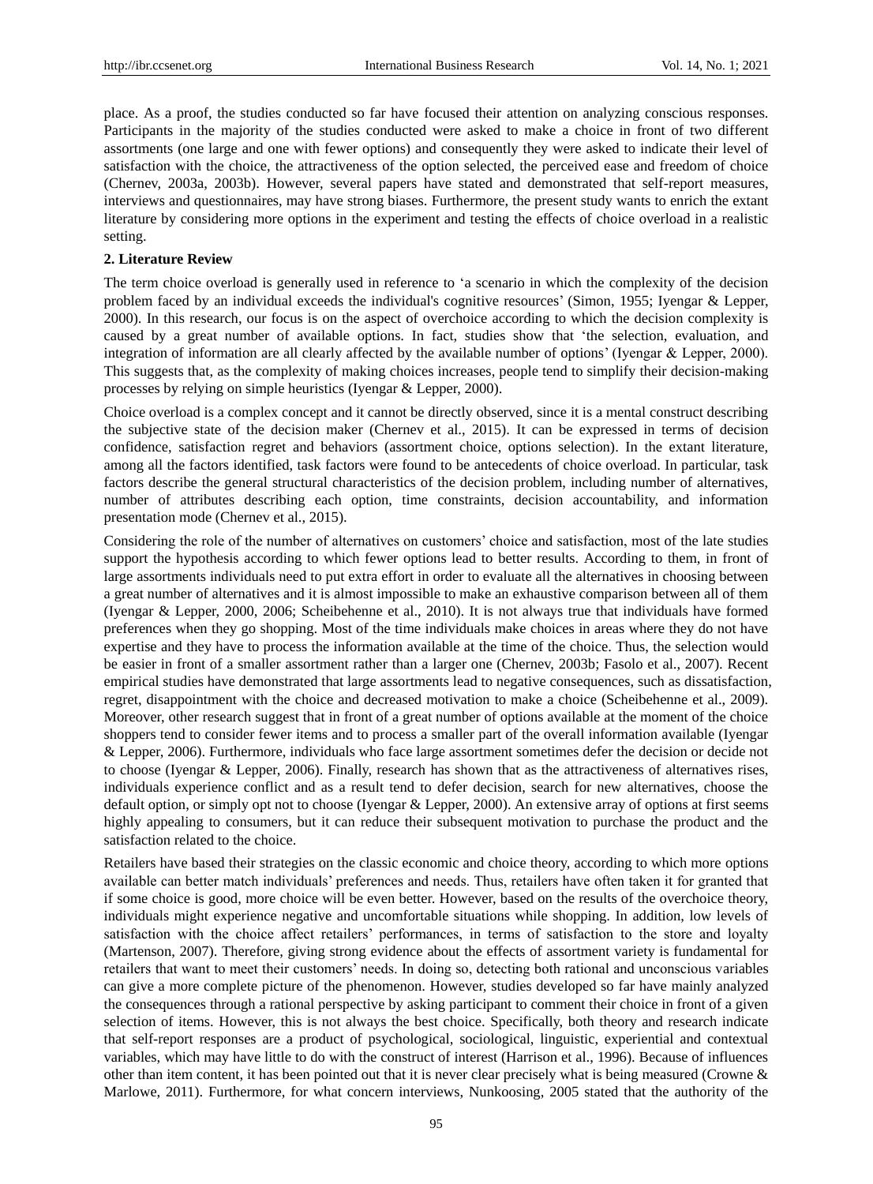place. As a proof, the studies conducted so far have focused their attention on analyzing conscious responses. Participants in the majority of the studies conducted were asked to make a choice in front of two different assortments (one large and one with fewer options) and consequently they were asked to indicate their level of satisfaction with the choice, the attractiveness of the option selected, the perceived ease and freedom of choice (Chernev, 2003a, 2003b). However, several papers have stated and demonstrated that self-report measures, interviews and questionnaires, may have strong biases. Furthermore, the present study wants to enrich the extant literature by considering more options in the experiment and testing the effects of choice overload in a realistic setting.

## 2. Literature Review

The term choice overload is generally used in reference to 'a scenario in which the complexity of the decision problem faced by an individual exceeds the individual's cognitive resources' (Simon, 1955; Iyengar & Lepper, 2000). In this research, our focus is on the aspect of overchoice according to which the decision complexity is caused by a great number of available options. In fact, studies show that 'the selection, evaluation, and integration of information are all clearly affected by the available number of options' (Iyengar & Lepper, 2000). This suggests that, as the complexity of making choices increases, people tend to simplify their decision-making processes by relying on simple heuristics (Iyengar & Lepper, 2000).

Choice overload is a complex concept and it cannot be directly observed, since it is a mental construct describing the subjective state of the decision maker (Chernev et al., 2015). It can be expressed in terms of decision confidence, satisfaction regret and behaviors (assortment choice, options selection). In the extant literature, among all the factors identified, task factors were found to be antecedents of choice overload. In particular, task factors describe the general structural characteristics of the decision problem, including number of alternatives, number of attributes describing each option, time constraints, decision accountability, and information presentation mode (Chernev et al., 2015).

Considering the role of the number of alternatives on customers' choice and satisfaction, most of the late studies support the hypothesis according to which fewer options lead to better results. According to them, in front of large assortments individuals need to put extra effort in order to evaluate all the alternatives in choosing between a great number of alternatives and it is almost impossible to make an exhaustive comparison between all of them (Iyengar & Lepper, 2000, 2006; Scheibehenne et al., 2010). It is not always true that individuals have formed preferences when they go shopping. Most of the time individuals make choices in areas where they do not have expertise and they have to process the information available at the time of the choice. Thus, the selection would be easier in front of a smaller assortment rather than a larger one (Chernev, 2003b; Fasolo et al., 2007). Recent empirical studies have demonstrated that large assortments lead to negative consequences, such as dissatisfaction, regret, disappointment with the choice and decreased motivation to make a choice (Scheibehenne et al., 2009). Moreover, other research suggest that in front of a great number of options available at the moment of the choice shoppers tend to consider fewer items and to process a smaller part of the overall information available (Iyengar & Lepper, 2006). Furthermore, individuals who face large assortment sometimes defer the decision or decide not to choose (Iyengar & Lepper, 2006). Finally, research has shown that as the attractiveness of alternatives rises, individuals experience conflict and as a result tend to defer decision, search for new alternatives, choose the default option, or simply opt not to choose (Iyengar & Lepper, 2000). An extensive array of options at first seems highly appealing to consumers, but it can reduce their subsequent motivation to purchase the product and the satisfaction related to the choice.

Retailers have based their strategies on the classic economic and choice theory, according to which more options available can better match individuals' preferences and needs. Thus, retailers have often taken it for granted that if some choice is good, more choice will be even better. However, based on the results of the overchoice theory, individuals might experience negative and uncomfortable situations while shopping. In addition, low levels of satisfaction with the choice affect retailers' performances, in terms of satisfaction to the store and loyalty (Martenson, 2007). Therefore, giving strong evidence about the effects of assortment variety is fundamental for retailers that want to meet their customers' needs. In doing so, detecting both rational and unconscious variables can give a more complete picture of the phenomenon. However, studies developed so far have mainly analyzed the consequences through a rational perspective by asking participant to comment their choice in front of a given selection of items. However, this is not always the best choice. Specifically, both theory and research indicate that self-report responses are a product of psychological, sociological, linguistic, experiential and contextual variables, which may have little to do with the construct of interest (Harrison et al., 1996). Because of influences other than item content, it has been pointed out that it is never clear precisely what is being measured (Crowne & Marlowe, 2011). Furthermore, for what concern interviews, Nunkoosing, 2005 stated that the authority of the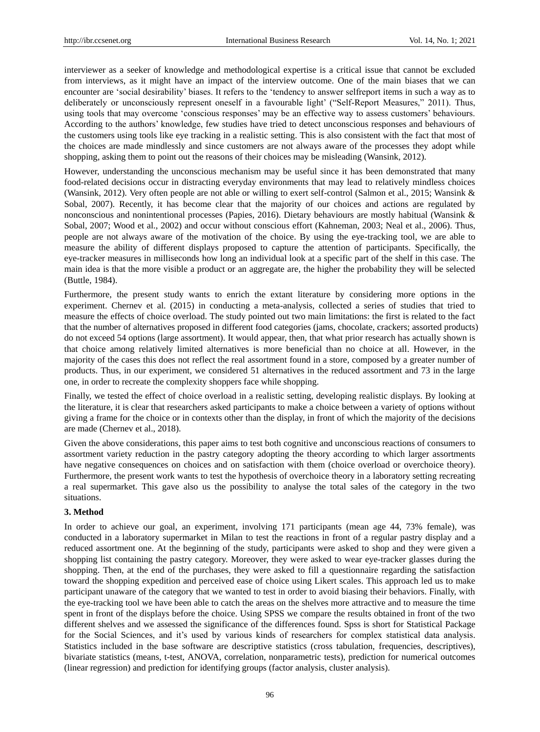interviewer as a seeker of knowledge and methodological expertise is a critical issue that cannot be excluded from interviews, as it might have an impact of the interview outcome. One of the main biases that we can encounter are 'social desirability' biases. It refers to the 'tendency to answer selfreport items in such a way as to deliberately or unconsciously represent oneself in a favourable light' ("Self-Report Measures," 2011). Thus, using tools that may overcome 'conscious responses' may be an effective way to assess customers' behaviours. According to the authors' knowledge, few studies have tried to detect unconscious responses and behaviours of the customers using tools like eye tracking in a realistic setting. This is also consistent with the fact that most of the choices are made mindlessly and since customers are not always aware of the processes they adopt while shopping, asking them to point out the reasons of their choices may be misleading (Wansink, 2012).

However, understanding the unconscious mechanism may be useful since it has been demonstrated that many food-related decisions occur in distracting everyday environments that may lead to relatively mindless choices (Wansink, 2012). Very often people are not able or willing to exert self-control (Salmon et al., 2015; Wansink & Sobal, 2007). Recently, it has become clear that the majority of our choices and actions are regulated by nonconscious and nonintentional processes (Papies, 2016). Dietary behaviours are mostly habitual (Wansink & Sobal, 2007; Wood et al., 2002) and occur without conscious effort (Kahneman, 2003; Neal et al., 2006). Thus, people are not always aware of the motivation of the choice. By using the eye-tracking tool, we are able to measure the ability of different displays proposed to capture the attention of participants. Specifically, the eye-tracker measures in milliseconds how long an individual look at a specific part of the shelf in this case. The main idea is that the more visible a product or an aggregate are, the higher the probability they will be selected (Buttle, 1984).

Furthermore, the present study wants to enrich the extant literature by considering more options in the experiment. Chernev et al. (2015) in conducting a meta-analysis, collected a series of studies that tried to measure the effects of choice overload. The study pointed out two main limitations: the first is related to the fact that the number of alternatives proposed in different food categories (jams, chocolate, crackers; assorted products) do not exceed 54 options (large assortment). It would appear, then, that what prior research has actually shown is that choice among relatively limited alternatives is more beneficial than no choice at all. However, in the majority of the cases this does not reflect the real assortment found in a store, composed by a greater number of products. Thus, in our experiment, we considered 51 alternatives in the reduced assortment and 73 in the large one, in order to recreate the complexity shoppers face while shopping.

Finally, we tested the effect of choice overload in a realistic setting, developing realistic displays. By looking at the literature, it is clear that researchers asked participants to make a choice between a variety of options without giving a frame for the choice or in contexts other than the display, in front of which the majority of the decisions are made (Chernev et al., 2018).

Given the above considerations, this paper aims to test both cognitive and unconscious reactions of consumers to assortment variety reduction in the pastry category adopting the theory according to which larger assortments have negative consequences on choices and on satisfaction with them (choice overload or overchoice theory). Furthermore, the present work wants to test the hypothesis of overchoice theory in a laboratory setting recreating a real supermarket. This gave also us the possibility to analyse the total sales of the category in the two situations.

## 3. Method

In order to achieve our goal, an experiment, involving 171 participants (mean age 44, 73% female), was conducted in a laboratory supermarket in Milan to test the reactions in front of a regular pastry display and a reduced assortment one. At the beginning of the study, participants were asked to shop and they were given a shopping list containing the pastry category. Moreover, they were asked to wear eye-tracker glasses during the shopping. Then, at the end of the purchases, they were asked to fill a questionnaire regarding the satisfaction toward the shopping expedition and perceived ease of choice using Likert scales. This approach led us to make participant unaware of the category that we wanted to test in order to avoid biasing their behaviors. Finally, with the eye-tracking tool we have been able to catch the areas on the shelves more attractive and to measure the time spent in front of the displays before the choice. Using SPSS we compare the results obtained in front of the two different shelves and we assessed the significance of the differences found. Spss is short for Statistical Package for the Social Sciences, and it's used by various kinds of researchers for complex statistical data analysis. Statistics included in the base software are descriptive statistics (cross tabulation, frequencies, descriptives), bivariate statistics (means, t-test, ANOVA, correlation, nonparametric tests), prediction for numerical outcomes (linear regression) and prediction for identifying groups (factor analysis, cluster analysis).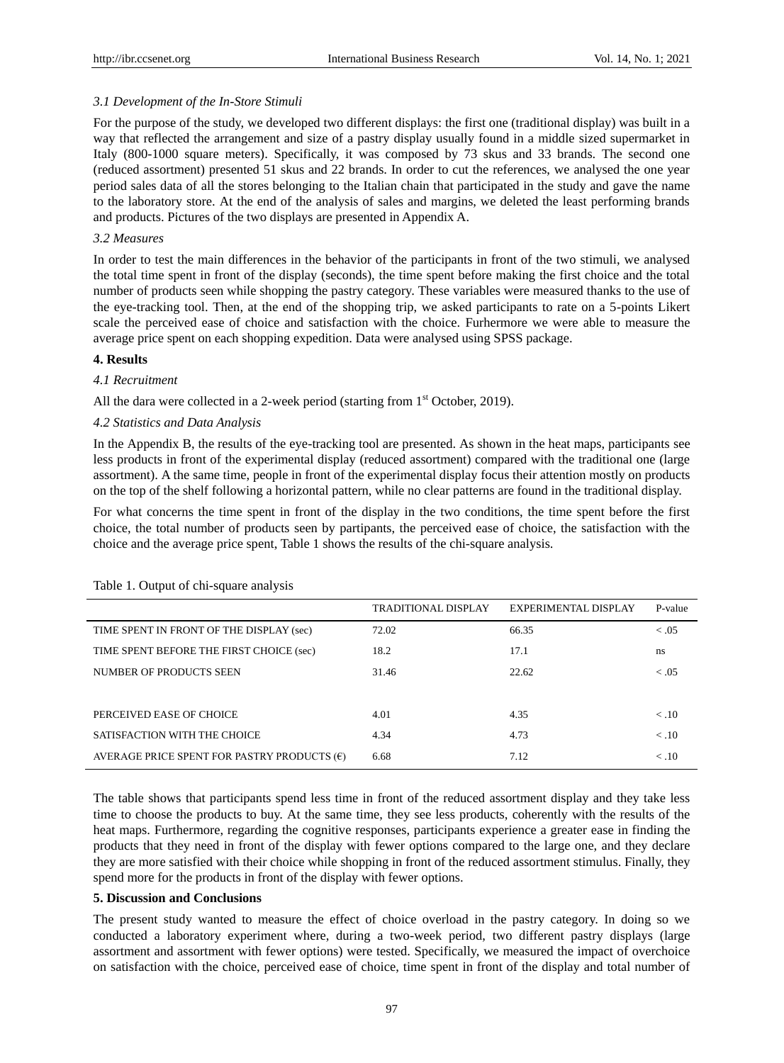### 3.1 Development of the In-Store Stimuli

For the purpose of the study, we developed two different displays: the first one (traditional display) was built in a way that reflected the arrangement and size of a pastry display usually found in a middle sized supermarket in Italy (800-1000 square meters). Specifically, it was composed by 73 skus and 33 brands. The second one (reduced assortment) presented 51 skus and 22 brands. In order to cut the references, we analysed the one year period sales data of all the stores belonging to the Italian chain that participated in the study and gave the name to the laboratory store. At the end of the analysis of sales and margins, we deleted the least performing brands and products. Pictures of the two displays are presented in Appendix A.

### 3.2 Measures

In order to test the main differences in the behavior of the participants in front of the two stimuli, we analysed the total time spent in front of the display (seconds), the time spent before making the first choice and the total number of products seen while shopping the pastry category. These variables were measured thanks to the use of the eye-tracking tool. Then, at the end of the shopping trip, we asked participants to rate on a 5-points Likert scale the perceived ease of choice and satisfaction with the choice. Furhermore we were able to measure the average price spent on each shopping expedition. Data were analysed using SPSS package.

## 4. Results

### 4.1 Recruitment

All the dara were collected in a 2-week period (starting from 1st October, 2019).

### 4.2 Statistics and Data Analysis

In the Appendix B, the results of the eye-tracking tool are presented. As shown in the heat maps, participants see less products in front of the experimental display (reduced assortment) compared with the traditional one (large assortment). A the same time, people in front of the experimental display focus their attention mostly on products on the top of the shelf following a horizontal pattern, while no clear patterns are found in the traditional display.

For what concerns the time spent in front of the display in the two conditions, the time spent before the first choice, the total number of products seen by partipants, the perceived ease of choice, the satisfaction with the choice and the average price spent, Table 1 shows the results of the chi-square analysis.

Table 1. Output of chi-square analysis

| | TRADITIONAL DISPLAY | EXPERIMENTAL DISPLAY | P-value |
|---|---|---|---|
| TIME SPENT IN FRONT OF THE DISPLAY (sec) | 72.02 | 66.35 | < .05 |
| TIME SPENT BEFORE THE FIRST CHOICE (sec) | 18.2 | 17.1 | ns |
| NUMBER OF PRODUCTS SEEN | 31.46 | 22.62 | < .05 |
| PERCEIVED EASE OF CHOICE | 4.01 | 4.35 | < .10 |
| SATISFACTION WITH THE CHOICE | 4.34 | 4.73 | < .10 |
| AVERAGE PRICE SPENT FOR PASTRY PRODUCTS (€) | 6.68 | 7.12 | < .10 |

The table shows that participants spend less time in front of the reduced assortment display and they take less time to choose the products to buy. At the same time, they see less products, coherently with the results of the heat maps. Furthermore, regarding the cognitive responses, participants experience a greater ease in finding the products that they need in front of the display with fewer options compared to the large one, and they declare they are more satisfied with their choice while shopping in front of the reduced assortment stimulus. Finally, they spend more for the products in front of the display with fewer options.

## 5. Discussion and Conclusions

The present study wanted to measure the effect of choice overload in the pastry category. In doing so we conducted a laboratory experiment where, during a two-week period, two different pastry displays (large assortment and assortment with fewer options) were tested. Specifically, we measured the impact of overchoice on satisfaction with the choice, perceived ease of choice, time spent in front of the display and total number of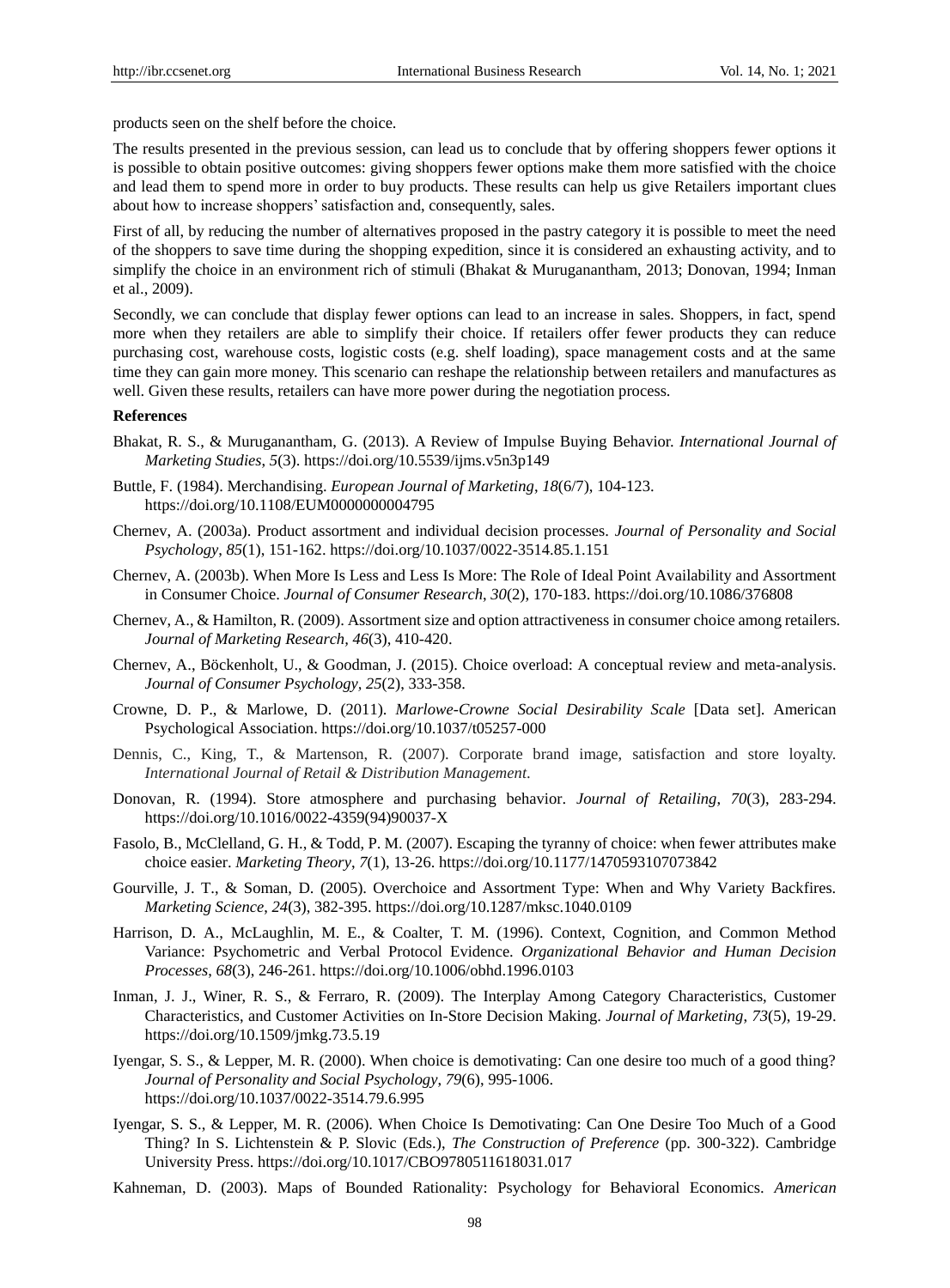products seen on the shelf before the choice.

The results presented in the previous session, can lead us to conclude that by offering shoppers fewer options it is possible to obtain positive outcomes: giving shoppers fewer options make them more satisfied with the choice and lead them to spend more in order to buy products. These results can help us give Retailers important clues about how to increase shoppers' satisfaction and, consequently, sales.

First of all, by reducing the number of alternatives proposed in the pastry category it is possible to meet the need of the shoppers to save time during the shopping expedition, since it is considered an exhausting activity, and to simplify the choice in an environment rich of stimuli (Bhakat & Muruganantham, 2013; Donovan, 1994; Inman et al., 2009).

Secondly, we can conclude that display fewer options can lead to an increase in sales. Shoppers, in fact, spend more when they retailers are able to simplify their choice. If retailers offer fewer products they can reduce purchasing cost, warehouse costs, logistic costs (e.g. shelf loading), space management costs and at the same time they can gain more money. This scenario can reshape the relationship between retailers and manufactures as well. Given these results, retailers can have more power during the negotiation process.

**References**

Bhakat, R. S., & Muruganantham, G. (2013). A Review of Impulse Buying Behavior. *International Journal of Marketing Studies*, *5*(3). https://doi.org/10.5539/ijms.v5n3p149

Buttle, F. (1984). Merchandising. *European Journal of Marketing*, *18*(6/7), 104-123. https://doi.org/10.1108/EUM0000000004795

Chernev, A. (2003a). Product assortment and individual decision processes. *Journal of Personality and Social Psychology*, *85*(1), 151-162. https://doi.org/10.1037/0022-3514.85.1.151

Chernev, A. (2003b). When More Is Less and Less Is More: The Role of Ideal Point Availability and Assortment in Consumer Choice. *Journal of Consumer Research*, *30*(2), 170-183. https://doi.org/10.1086/376808

Chernev, A., & Hamilton, R. (2009). Assortment size and option attractiveness in consumer choice among retailers. *Journal of Marketing Research, 46*(3), 410-420.

Chernev, A., Böckenholt, U., & Goodman, J. (2015). Choice overload: A conceptual review and meta-analysis. *Journal of Consumer Psychology*, *25*(2), 333-358.

Crowne, D. P., & Marlowe, D. (2011). *Marlowe-Crowne Social Desirability Scale* [Data set]. American Psychological Association. https://doi.org/10.1037/t05257-000

Dennis, C., King, T., & Martenson, R. (2007). Corporate brand image, satisfaction and store loyalty. *International Journal of Retail & Distribution Management*.

Donovan, R. (1994). Store atmosphere and purchasing behavior. *Journal of Retailing*, *70*(3), 283-294. https://doi.org/10.1016/0022-4359(94)90037-X

Fasolo, B., McClelland, G. H., & Todd, P. M. (2007). Escaping the tyranny of choice: when fewer attributes make choice easier. *Marketing Theory*, *7*(1), 13-26. https://doi.org/10.1177/1470593107073842

Gourville, J. T., & Soman, D. (2005). Overchoice and Assortment Type: When and Why Variety Backfires. *Marketing Science*, *24*(3), 382-395. https://doi.org/10.1287/mksc.1040.0109

Harrison, D. A., McLaughlin, M. E., & Coalter, T. M. (1996). Context, Cognition, and Common Method Variance: Psychometric and Verbal Protocol Evidence. *Organizational Behavior and Human Decision Processes*, *68*(3), 246-261. https://doi.org/10.1006/obhd.1996.0103

Inman, J. J., Winer, R. S., & Ferraro, R. (2009). The Interplay Among Category Characteristics, Customer Characteristics, and Customer Activities on In-Store Decision Making. *Journal of Marketing*, *73*(5), 19-29. https://doi.org/10.1509/jmkg.73.5.19

Iyengar, S. S., & Lepper, M. R. (2000). When choice is demotivating: Can one desire too much of a good thing? *Journal of Personality and Social Psychology*, *79*(6), 995-1006. https://doi.org/10.1037/0022-3514.79.6.995

Iyengar, S. S., & Lepper, M. R. (2006). When Choice Is Demotivating: Can One Desire Too Much of a Good Thing? In S. Lichtenstein & P. Slovic (Eds.), *The Construction of Preference* (pp. 300-322). Cambridge University Press. https://doi.org/10.1017/CBO9780511618031.017

Kahneman, D. (2003). Maps of Bounded Rationality: Psychology for Behavioral Economics. *American*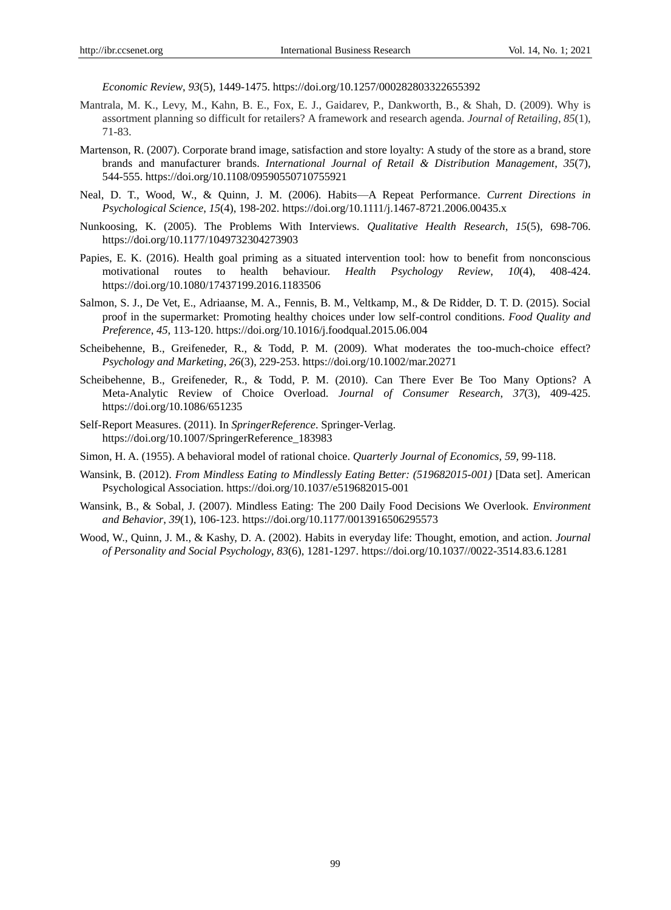*Economic Review*, *93*(5), 1449-1475. https://doi.org/10.1257/000282803322655392

Mantrala, M. K., Levy, M., Kahn, B. E., Fox, E. J., Gaidarev, P., Dankworth, B., & Shah, D. (2009). Why is assortment planning so difficult for retailers? A framework and research agenda. *Journal of Retailing*, *85*(1), 71-83.

Martenson, R. (2007). Corporate brand image, satisfaction and store loyalty: A study of the store as a brand, store brands and manufacturer brands. *International Journal of Retail & Distribution Management*, *35*(7), 544-555. https://doi.org/10.1108/09590550710755921

Neal, D. T., Wood, W., & Quinn, J. M. (2006). Habits—A Repeat Performance. *Current Directions in Psychological Science*, *15*(4), 198-202. https://doi.org/10.1111/j.1467-8721.2006.00435.x

Nunkoosing, K. (2005). The Problems With Interviews. *Qualitative Health Research*, *15*(5), 698-706. https://doi.org/10.1177/1049732304273903

Papies, E. K. (2016). Health goal priming as a situated intervention tool: how to benefit from nonconscious motivational routes to health behaviour. *Health Psychology Review*, *10*(4), 408-424. https://doi.org/10.1080/17437199.2016.1183506

Salmon, S. J., De Vet, E., Adriaanse, M. A., Fennis, B. M., Veltkamp, M., & De Ridder, D. T. D. (2015). Social proof in the supermarket: Promoting healthy choices under low self-control conditions. *Food Quality and Preference*, *45*, 113-120. https://doi.org/10.1016/j.foodqual.2015.06.004

Scheibehenne, B., Greifeneder, R., & Todd, P. M. (2009). What moderates the too-much-choice effect? *Psychology and Marketing*, *26*(3), 229-253. https://doi.org/10.1002/mar.20271

Scheibehenne, B., Greifeneder, R., & Todd, P. M. (2010). Can There Ever Be Too Many Options? A Meta-Analytic Review of Choice Overload. *Journal of Consumer Research*, *37*(3), 409-425. https://doi.org/10.1086/651235

Self-Report Measures. (2011). In *SpringerReference*. Springer-Verlag. https://doi.org/10.1007/SpringerReference_183983

Simon, H. A. (1955). A behavioral model of rational choice. *Quarterly Journal of Economics, 59*, 99-118.

Wansink, B. (2012). *From Mindless Eating to Mindlessly Eating Better: (519682015-001)* [Data set]. American Psychological Association. https://doi.org/10.1037/e519682015-001

Wansink, B., & Sobal, J. (2007). Mindless Eating: The 200 Daily Food Decisions We Overlook. *Environment and Behavior*, *39*(1), 106-123. https://doi.org/10.1177/0013916506295573

Wood, W., Quinn, J. M., & Kashy, D. A. (2002). Habits in everyday life: Thought, emotion, and action. *Journal of Personality and Social Psychology*, *83*(6), 1281-1297. https://doi.org/10.1037//0022-3514.83.6.1281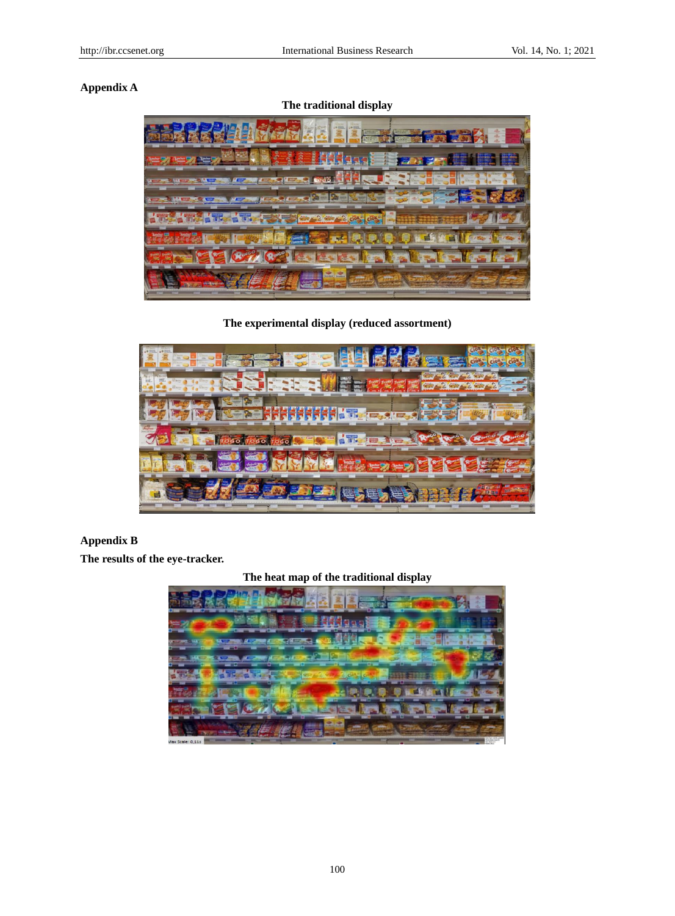## Appendix A

**The traditional display**

**The experimental display (reduced assortment)**

## Appendix B

**The results of the eye-tracker.**

**The heat map of the traditional display**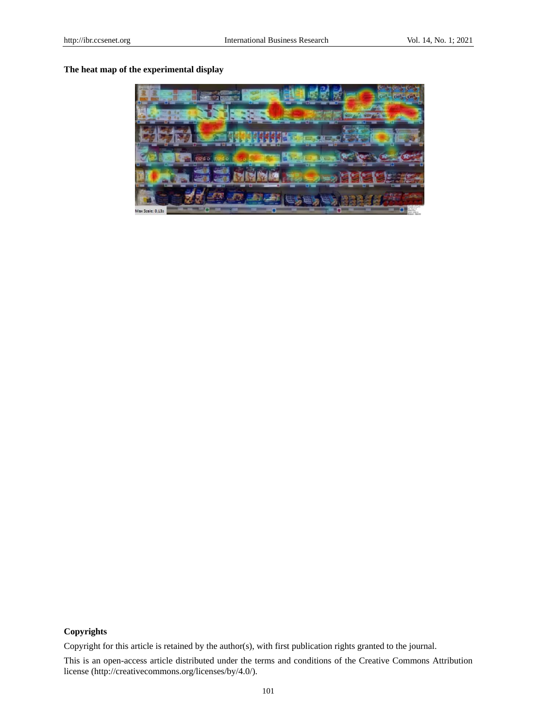**The heat map of the experimental display**

Max Scale: 0,13s

## Copyrights

Copyright for this article is retained by the author(s), with first publication rights granted to the journal.

This is an open-access article distributed under the terms and conditions of the Creative Commons Attribution license (http://creativecommons.org/licenses/by/4.0/).